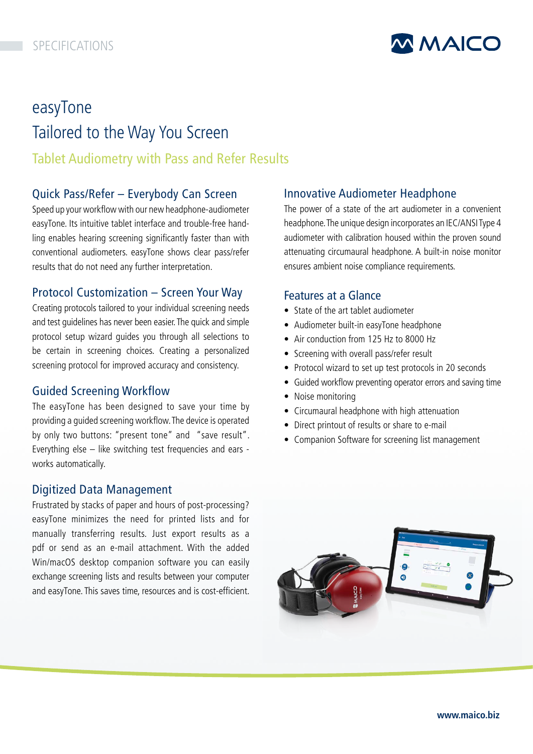SPECIFICATIONS

# easyTone
# Tailored to the Way You Screen

## Tablet Audiometry with Pass and Refer Results

### Quick Pass/Refer – Everybody Can Screen

Speed up your workflow with our new headphone-audiometer easyTone. Its intuitive tablet interface and trouble-free handling enables hearing screening significantly faster than with conventional audiometers. easyTone shows clear pass/refer results that do not need any further interpretation.

### Protocol Customization – Screen Your Way

Creating protocols tailored to your individual screening needs and test guidelines has never been easier. The quick and simple protocol setup wizard guides you through all selections to be certain in screening choices. Creating a personalized screening protocol for improved accuracy and consistency.

### Guided Screening Workflow

The easyTone has been designed to save your time by providing a guided screening workflow. The device is operated by only two buttons: "present tone" and "save result". Everything else – like switching test frequencies and ears - works automatically.

### Digitized Data Management

Frustrated by stacks of paper and hours of post-processing? easyTone minimizes the need for printed lists and for manually transferring results. Just export results as a pdf or send as an e-mail attachment. With the added Win/macOS desktop companion software you can easily exchange screening lists and results between your computer and easyTone. This saves time, resources and is cost-efficient.

### Innovative Audiometer Headphone

The power of a state of the art audiometer in a convenient headphone. The unique design incorporates an IEC/ANSI Type 4 audiometer with calibration housed within the proven sound attenuating circumaural headphone. A built-in noise monitor ensures ambient noise compliance requirements.

### Features at a Glance

- State of the art tablet audiometer
- Audiometer built-in easyTone headphone
- Air conduction from 125 Hz to 8000 Hz
- Screening with overall pass/refer result
- Protocol wizard to set up test protocols in 20 seconds
- Guided workflow preventing operator errors and saving time
- Noise monitoring
- Circumaural headphone with high attenuation
- Direct printout of results or share to e-mail
- Companion Software for screening list management

www.maico.biz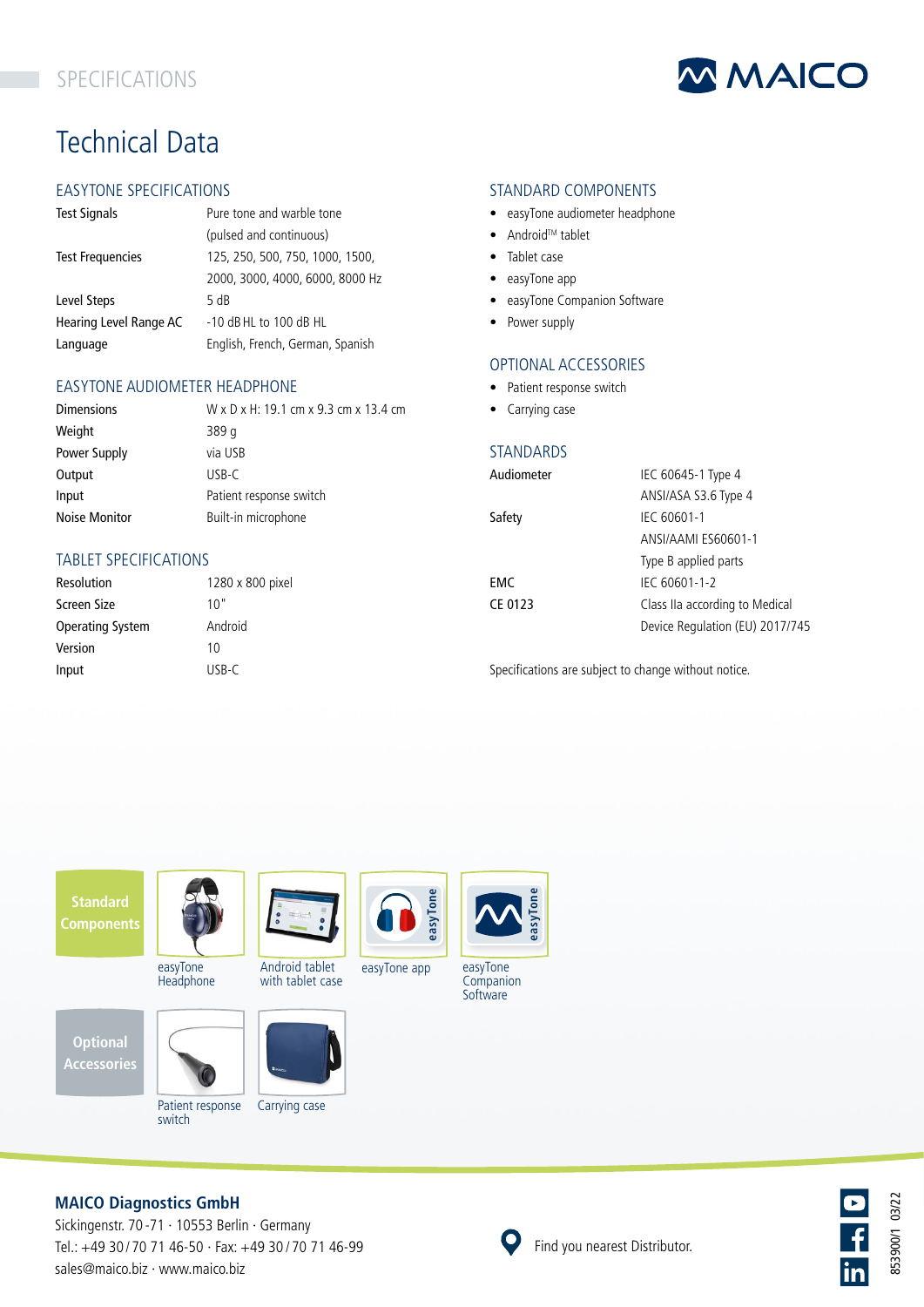SPECIFICATIONS

# Technical Data

## EASYTONE SPECIFICATIONS

| | |
|---|---|
| Test Signals | Pure tone and warble tone (pulsed and continuous) |
| Test Frequencies | 125, 250, 500, 750, 1000, 1500, 2000, 3000, 4000, 6000, 8000 Hz |
| Level Steps | 5 dB |
| Hearing Level Range AC | -10 dB HL to 100 dB HL |
| Language | English, French, German, Spanish |

## EASYTONE AUDIOMETER HEADPHONE

| | |
|---|---|
| Dimensions | W x D x H: 19.1 cm x 9.3 cm x 13.4 cm |
| Weight | 389 g |
| Power Supply | via USB |
| Output | USB-C |
| Input | Patient response switch |
| Noise Monitor | Built-in microphone |

## TABLET SPECIFICATIONS

| | |
|---|---|
| Resolution | 1280 x 800 pixel |
| Screen Size | 10" |
| Operating System | Android |
| Version | 10 |
| Input | USB-C |

## STANDARD COMPONENTS

- easyTone audiometer headphone
- Android™ tablet
- Tablet case
- easyTone app
- easyTone Companion Software
- Power supply

## OPTIONAL ACCESSORIES

- Patient response switch
- Carrying case

## STANDARDS

| | |
|---|---|
| Audiometer | IEC 60645-1 Type 4<br>ANSI/ASA S3.6 Type 4 |
| Safety | IEC 60601-1<br>ANSI/AAMI ES60601-1<br>Type B applied parts |
| EMC | IEC 60601-1-2 |
| CE 0123 | Class IIa according to Medical Device Regulation (EU) 2017/745 |

Specifications are subject to change without notice.

**Standard Components**

easyTone Headphone

Android tablet with tablet case

easyTone app

easyTone Companion Software

**Optional Accessories**

Patient response switch

Carrying case

**MAICO Diagnostics GmbH**
Sickingenstr. 70-71 · 10553 Berlin · Germany
Tel.: +49 30/70 71 46-50 · Fax: +49 30/70 71 46-99
sales@maico.biz · www.maico.biz

Find you nearest Distributor.

853900/1 03/22